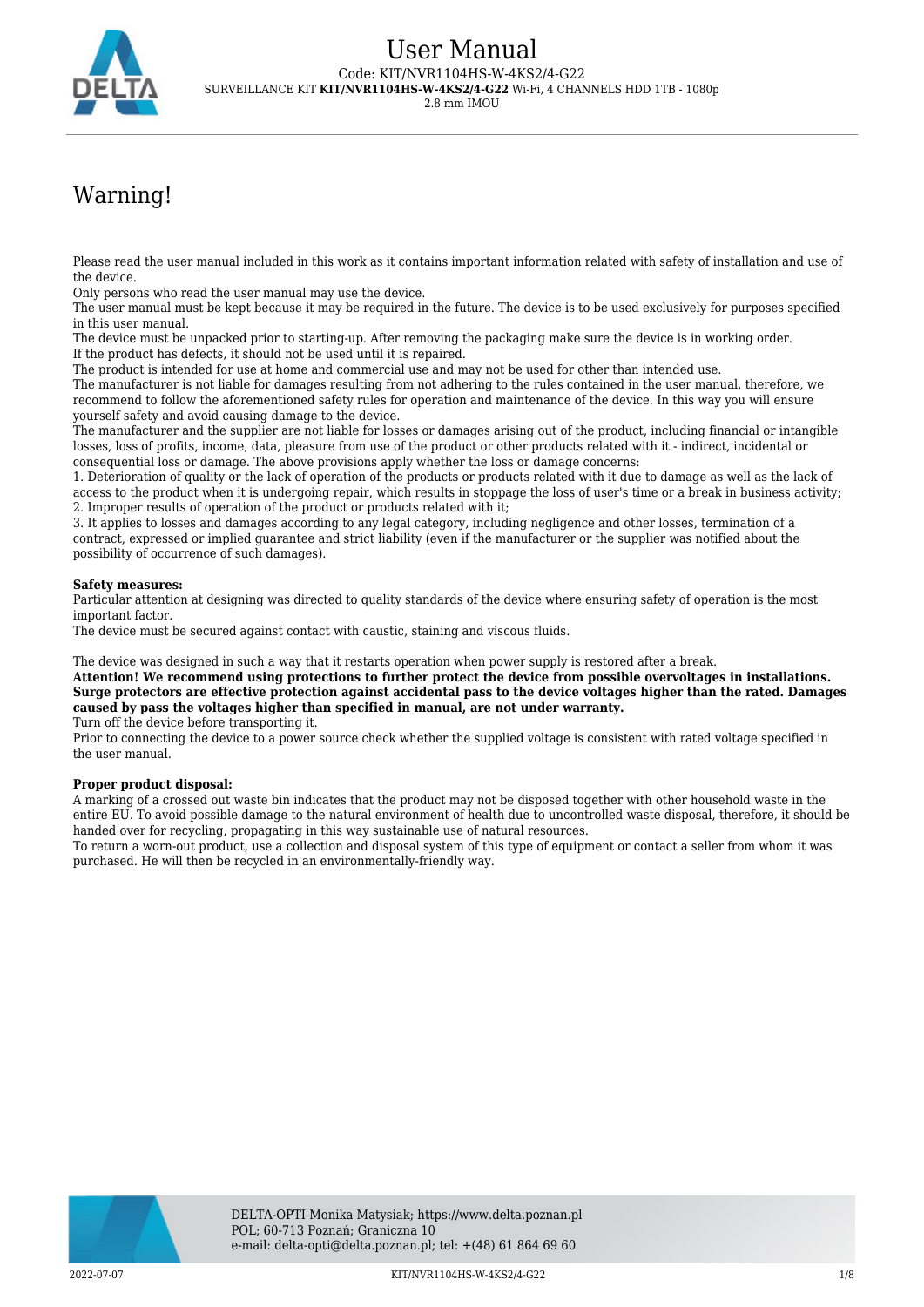# User Manual

Code: KIT/NVR1104HS-W-4KS2/4-G22

SURVEILLANCE KIT **KIT/NVR1104HS-W-4KS2/4-G22** Wi-Fi, 4 CHANNELS HDD 1TB - 1080p 2.8 mm IMOU

## Warning!

Please read the user manual included in this work as it contains important information related with safety of installation and use of the device.

Only persons who read the user manual may use the device.

The user manual must be kept because it may be required in the future. The device is to be used exclusively for purposes specified in this user manual.

The device must be unpacked prior to starting-up. After removing the packaging make sure the device is in working order.

If the product has defects, it should not be used until it is repaired.

The product is intended for use at home and commercial use and may not be used for other than intended use.

The manufacturer is not liable for damages resulting from not adhering to the rules contained in the user manual, therefore, we recommend to follow the aforementioned safety rules for operation and maintenance of the device. In this way you will ensure yourself safety and avoid causing damage to the device.

The manufacturer and the supplier are not liable for losses or damages arising out of the product, including financial or intangible losses, loss of profits, income, data, pleasure from use of the product or other products related with it - indirect, incidental or consequential loss or damage. The above provisions apply whether the loss or damage concerns:

1. Deterioration of quality or the lack of operation of the products or products related with it due to damage as well as the lack of access to the product when it is undergoing repair, which results in stoppage the loss of user's time or a break in business activity;
2. Improper results of operation of the product or products related with it;
3. It applies to losses and damages according to any legal category, including negligence and other losses, termination of a contract, expressed or implied guarantee and strict liability (even if the manufacturer or the supplier was notified about the possibility of occurrence of such damages).

**Safety measures:**

Particular attention at designing was directed to quality standards of the device where ensuring safety of operation is the most important factor.

The device must be secured against contact with caustic, staining and viscous fluids.

The device was designed in such a way that it restarts operation when power supply is restored after a break.

**Attention! We recommend using protections to further protect the device from possible overvoltages in installations. Surge protectors are effective protection against accidental pass to the device voltages higher than the rated. Damages caused by pass the voltages higher than specified in manual, are not under warranty.**

Turn off the device before transporting it.

Prior to connecting the device to a power source check whether the supplied voltage is consistent with rated voltage specified in the user manual.

**Proper product disposal:**

A marking of a crossed out waste bin indicates that the product may not be disposed together with other household waste in the entire EU. To avoid possible damage to the natural environment of health due to uncontrolled waste disposal, therefore, it should be handed over for recycling, propagating in this way sustainable use of natural resources.

To return a worn-out product, use a collection and disposal system of this type of equipment or contact a seller from whom it was purchased. He will then be recycled in an environmentally-friendly way.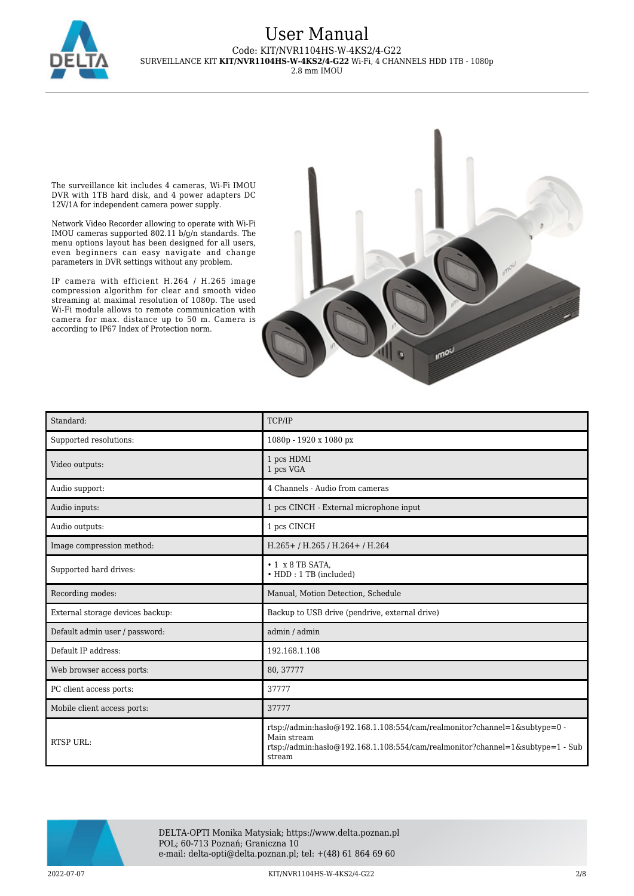The surveillance kit includes 4 cameras, Wi-Fi IMOU DVR with 1TB hard disk, and 4 power adapters DC 12V/1A for independent camera power supply.

Network Video Recorder allowing to operate with Wi-Fi IMOU cameras supported 802.11 b/g/n standards. The menu options layout has been designed for all users, even beginners can easy navigate and change parameters in DVR settings without any problem.

IP camera with efficient H.264 / H.265 image compression algorithm for clear and smooth video streaming at maximal resolution of 1080p. The used Wi-Fi module allows to remote communication with camera for max. distance up to 50 m. Camera is according to IP67 Index of Protection norm.

| Standard: | TCP/IP |
|---|---|
| Supported resolutions: | 1080p - 1920 x 1080 px |
| Video outputs: | 1 pcs HDMI<br>1 pcs VGA |
| Audio support: | 4 Channels - Audio from cameras |
| Audio inputs: | 1 pcs CINCH - External microphone input |
| Audio outputs: | 1 pcs CINCH |
| Image compression method: | H.265+ / H.265 / H.264+ / H.264 |
| Supported hard drives: | • 1 x 8 TB SATA,<br>• HDD : 1 TB (included) |
| Recording modes: | Manual, Motion Detection, Schedule |
| External storage devices backup: | Backup to USB drive (pendrive, external drive) |
| Default admin user / password: | admin / admin |
| Default IP address: | 192.168.1.108 |
| Web browser access ports: | 80, 37777 |
| PC client access ports: | 37777 |
| Mobile client access ports: | 37777 |
| RTSP URL: | rtsp://admin:hasło@192.168.1.108:554/cam/realmonitor?channel=1&subtype=0 - Main stream<br>rtsp://admin:hasło@192.168.1.108:554/cam/realmonitor?channel=1&subtype=1 - Sub stream |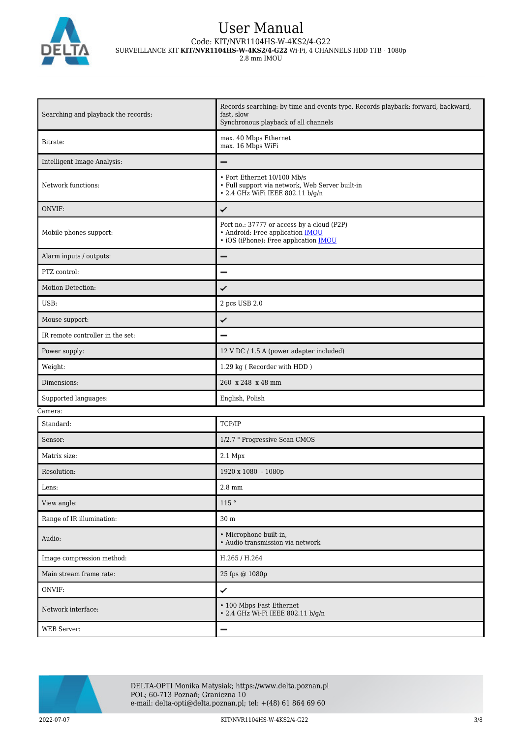| | |
|---|---|
| Searching and playback the records: | Records searching: by time and events type. Records playback: forward, backward, fast, slow<br>Synchronous playback of all channels |
| Bitrate: | max. 40 Mbps Ethernet<br>max. 16 Mbps WiFi |
| Intelligent Image Analysis: | – |
| Network functions: | • Port Ethernet 10/100 Mb/s<br>• Full support via network, Web Server built-in<br>• 2.4 GHz WiFi IEEE 802.11 b/g/n |
| ONVIF: | ✓ |
| Mobile phones support: | Port no.: 37777 or access by a cloud (P2P)<br>• Android: Free application IMOU<br>• iOS (iPhone): Free application IMOU |
| Alarm inputs / outputs: | – |
| PTZ control: | – |
| Motion Detection: | ✓ |
| USB: | 2 pcs USB 2.0 |
| Mouse support: | ✓ |
| IR remote controller in the set: | – |
| Power supply: | 12 V DC / 1.5 A (power adapter included) |
| Weight: | 1.29 kg ( Recorder with HDD ) |
| Dimensions: | 260 x 248 x 48 mm |
| Supported languages: | English, Polish |

Camera:

| | |
|---|---|
| Standard: | TCP/IP |
| Sensor: | 1/2.7 " Progressive Scan CMOS |
| Matrix size: | 2.1 Mpx |
| Resolution: | 1920 x 1080 - 1080p |
| Lens: | 2.8 mm |
| View angle: | 115 ° |
| Range of IR illumination: | 30 m |
| Audio: | • Microphone built-in,<br>• Audio transmission via network |
| Image compression method: | H.265 / H.264 |
| Main stream frame rate: | 25 fps @ 1080p |
| ONVIF: | ✓ |
| Network interface: | • 100 Mbps Fast Ethernet<br>• 2.4 GHz Wi-Fi IEEE 802.11 b/g/n |
| WEB Server: | – |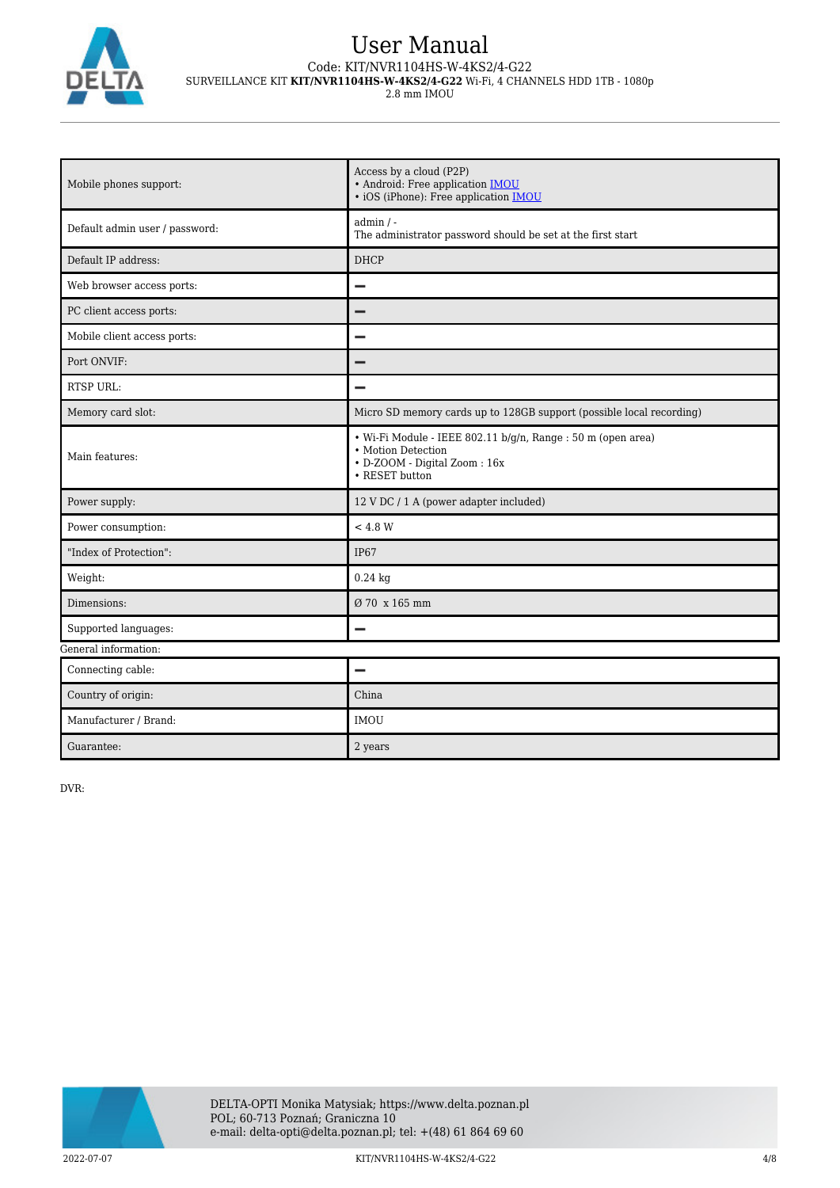| | |
|---|---|
| Mobile phones support: | Access by a cloud (P2P)<br>• Android: Free application IMOU<br>• iOS (iPhone): Free application IMOU |
| Default admin user / password: | admin / -<br>The administrator password should be set at the first start |
| Default IP address: | DHCP |
| Web browser access ports: | – |
| PC client access ports: | – |
| Mobile client access ports: | – |
| Port ONVIF: | – |
| RTSP URL: | – |
| Memory card slot: | Micro SD memory cards up to 128GB support (possible local recording) |
| Main features: | • Wi-Fi Module - IEEE 802.11 b/g/n, Range : 50 m (open area)<br>• Motion Detection<br>• D-ZOOM - Digital Zoom : 16x<br>• RESET button |
| Power supply: | 12 V DC / 1 A (power adapter included) |
| Power consumption: | < 4.8 W |
| "Index of Protection": | IP67 |
| Weight: | 0.24 kg |
| Dimensions: | Ø 70  x 165 mm |
| Supported languages: | – |

General information:

| | |
|---|---|
| Connecting cable: | – |
| Country of origin: | China |
| Manufacturer / Brand: | IMOU |
| Guarantee: | 2 years |

DVR: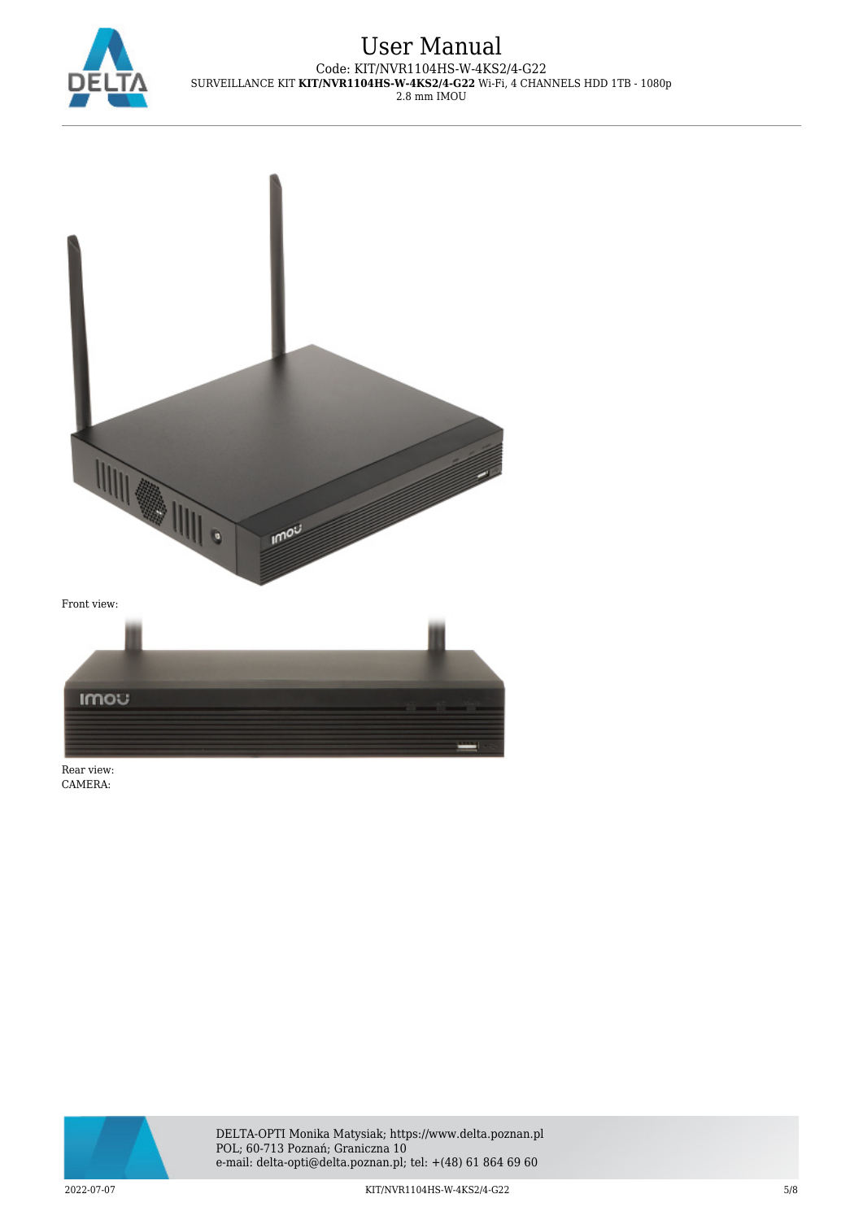Front view:

Rear view:

CAMERA: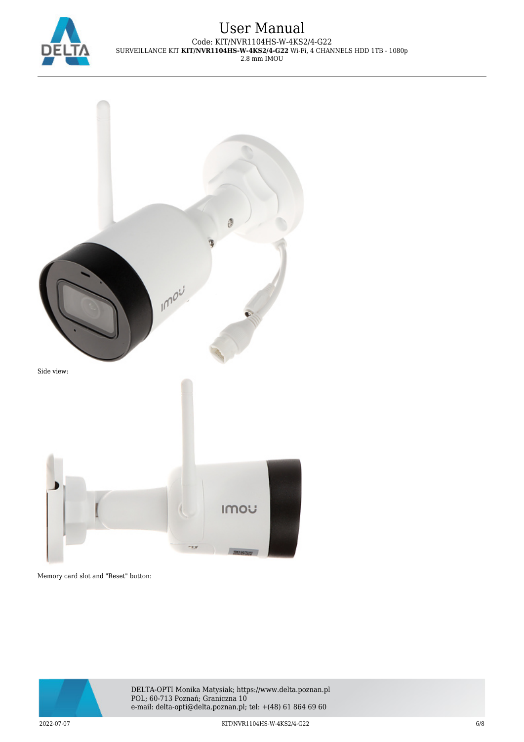Side view:

Memory card slot and "Reset" button: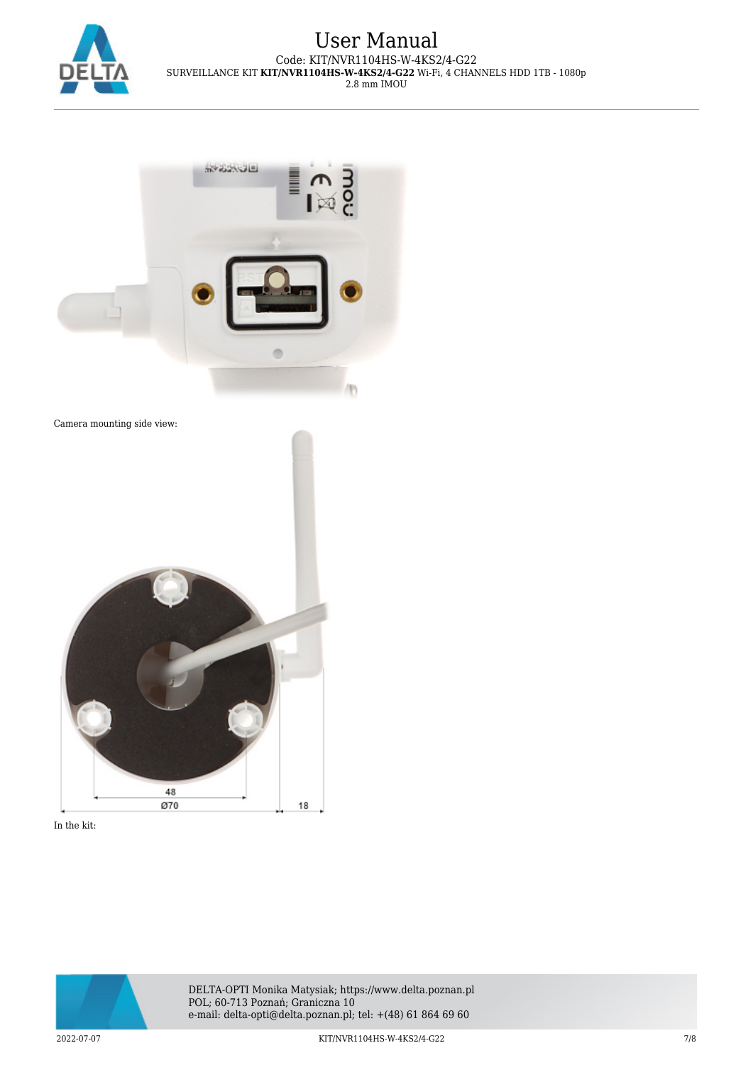Camera mounting side view:

In the kit: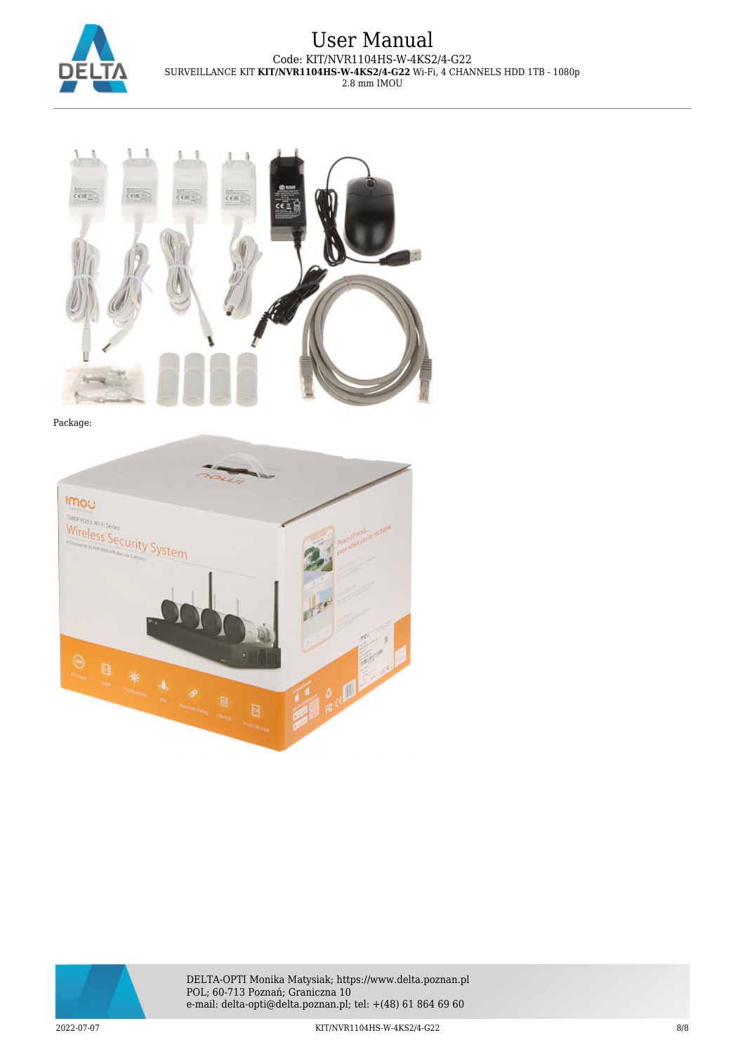Package: